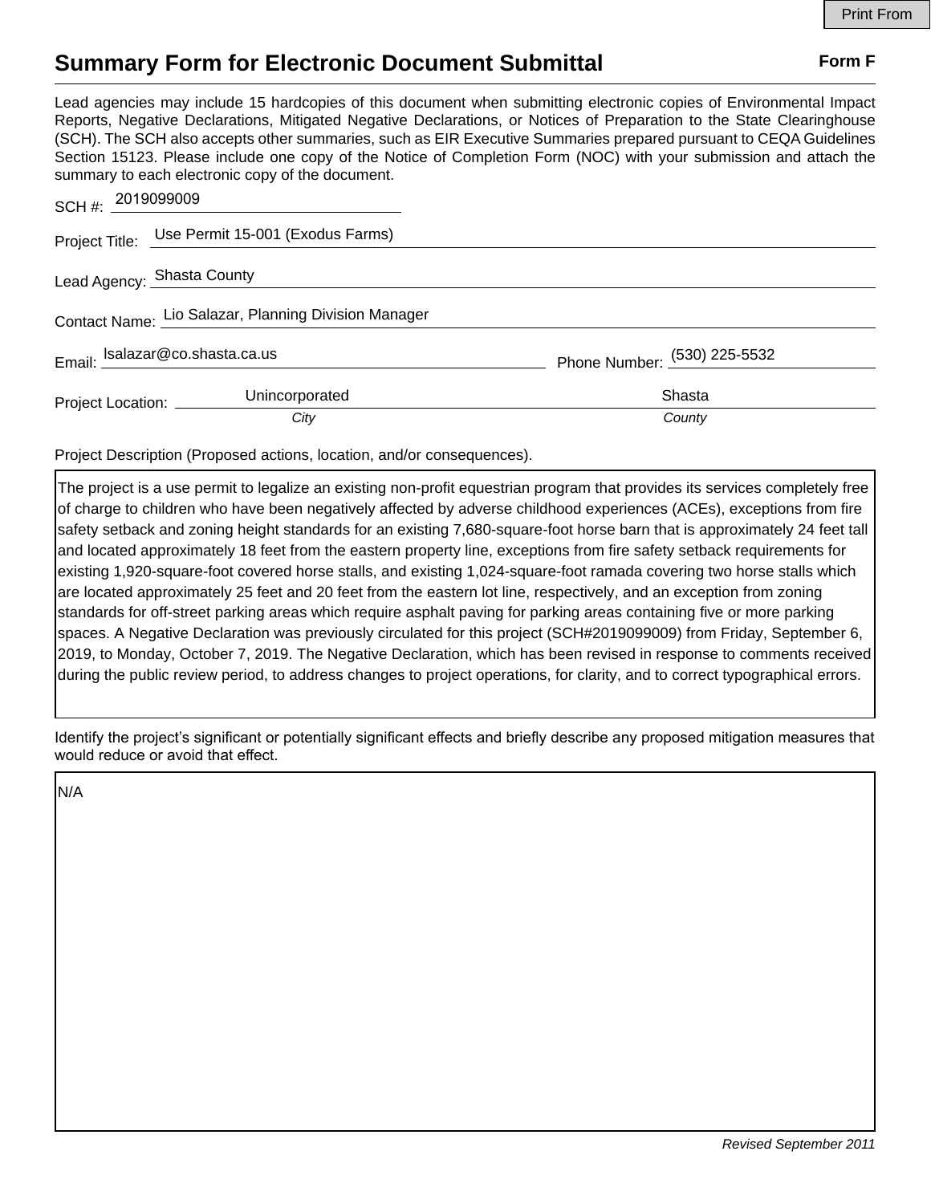# Summary Form for Electronic Document Submittal

**Form F**

Lead agencies may include 15 hardcopies of this document when submitting electronic copies of Environmental Impact Reports, Negative Declarations, Mitigated Negative Declarations, or Notices of Preparation to the State Clearinghouse (SCH). The SCH also accepts other summaries, such as EIR Executive Summaries prepared pursuant to CEQA Guidelines Section 15123. Please include one copy of the Notice of Completion Form (NOC) with your submission and attach the summary to each electronic copy of the document.

SCH #: 2019099009

Project Title: Use Permit 15-001 (Exodus Farms)

Lead Agency: Shasta County

Contact Name: Lio Salazar, Planning Division Manager

Email: lsalazar@co.shasta.ca.us

Phone Number: (530) 225-5532

Project Location: Unincorporated (*City*), Shasta (*County*)

Project Description (Proposed actions, location, and/or consequences).

The project is a use permit to legalize an existing non-profit equestrian program that provides its services completely free of charge to children who have been negatively affected by adverse childhood experiences (ACEs), exceptions from fire safety setback and zoning height standards for an existing 7,680-square-foot horse barn that is approximately 24 feet tall and located approximately 18 feet from the eastern property line, exceptions from fire safety setback requirements for existing 1,920-square-foot covered horse stalls, and existing 1,024-square-foot ramada covering two horse stalls which are located approximately 25 feet and 20 feet from the eastern lot line, respectively, and an exception from zoning standards for off-street parking areas which require asphalt paving for parking areas containing five or more parking spaces. A Negative Declaration was previously circulated for this project (SCH#2019099009) from Friday, September 6, 2019, to Monday, October 7, 2019. The Negative Declaration, which has been revised in response to comments received during the public review period, to address changes to project operations, for clarity, and to correct typographical errors.

Identify the project's significant or potentially significant effects and briefly describe any proposed mitigation measures that would reduce or avoid that effect.

N/A

*Revised September 2011*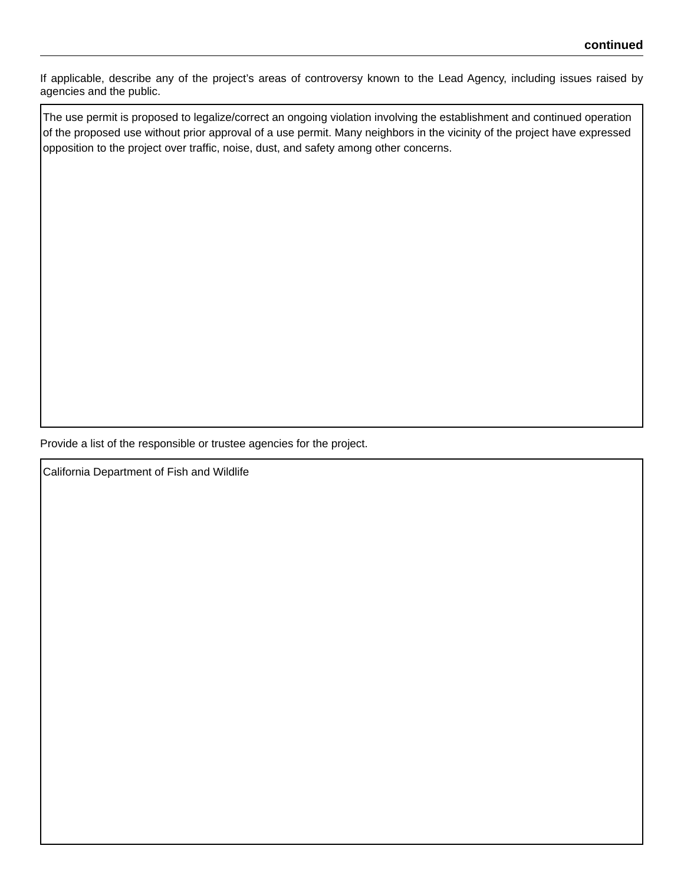**continued**

If applicable, describe any of the project's areas of controversy known to the Lead Agency, including issues raised by agencies and the public.

The use permit is proposed to legalize/correct an ongoing violation involving the establishment and continued operation of the proposed use without prior approval of a use permit. Many neighbors in the vicinity of the project have expressed opposition to the project over traffic, noise, dust, and safety among other concerns.

Provide a list of the responsible or trustee agencies for the project.

California Department of Fish and Wildlife